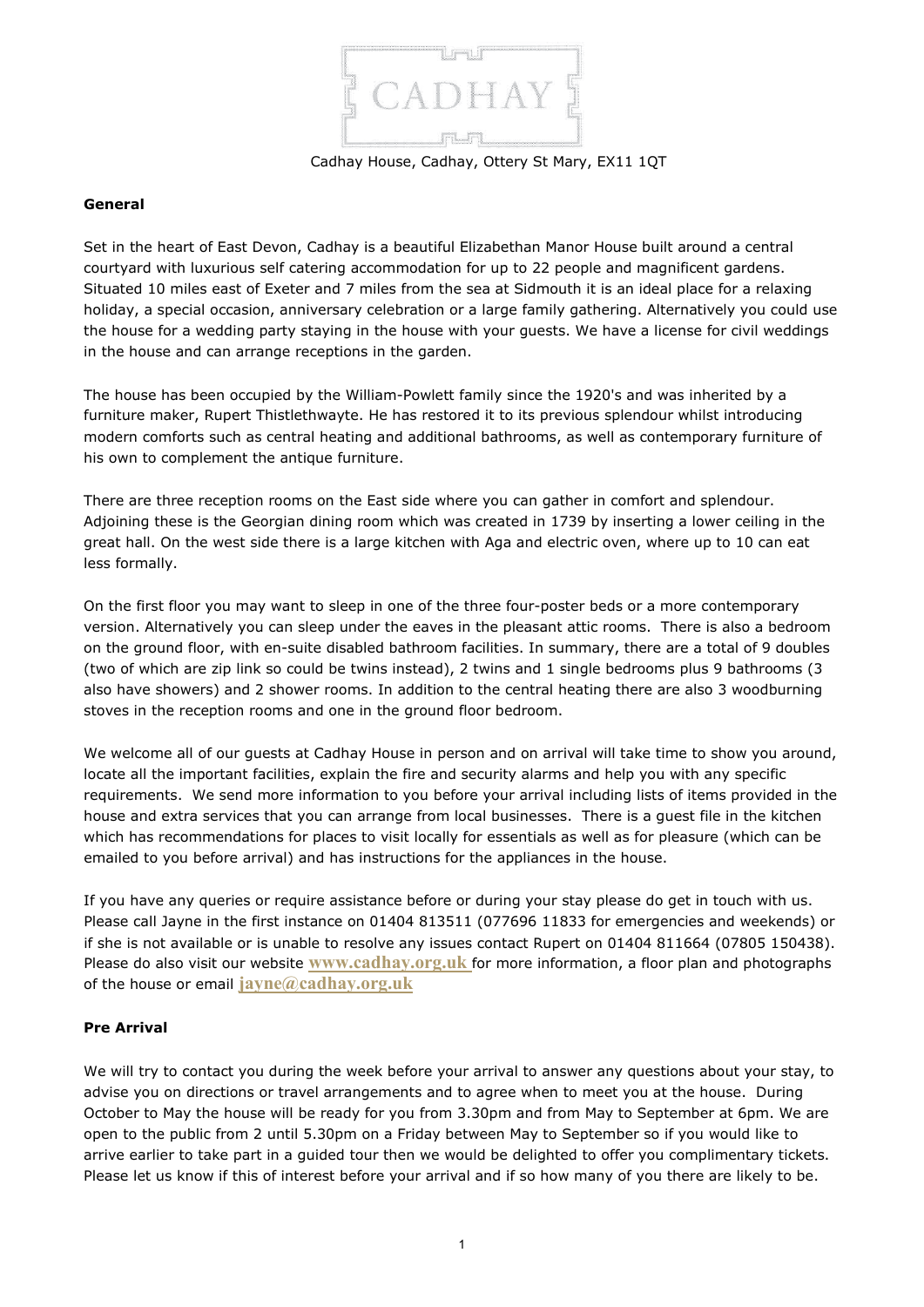CADHAY

Cadhay House, Cadhay, Ottery St Mary, EX11 1QT

## General

Set in the heart of East Devon, Cadhay is a beautiful Elizabethan Manor House built around a central courtyard with luxurious self catering accommodation for up to 22 people and magnificent gardens. Situated 10 miles east of Exeter and 7 miles from the sea at Sidmouth it is an ideal place for a relaxing holiday, a special occasion, anniversary celebration or a large family gathering. Alternatively you could use the house for a wedding party staying in the house with your guests. We have a license for civil weddings in the house and can arrange receptions in the garden.

The house has been occupied by the William-Powlett family since the 1920's and was inherited by a furniture maker, Rupert Thistlethwayte. He has restored it to its previous splendour whilst introducing modern comforts such as central heating and additional bathrooms, as well as contemporary furniture of his own to complement the antique furniture.

There are three reception rooms on the East side where you can gather in comfort and splendour. Adjoining these is the Georgian dining room which was created in 1739 by inserting a lower ceiling in the great hall. On the west side there is a large kitchen with Aga and electric oven, where up to 10 can eat less formally.

On the first floor you may want to sleep in one of the three four-poster beds or a more contemporary version. Alternatively you can sleep under the eaves in the pleasant attic rooms. There is also a bedroom on the ground floor, with en-suite disabled bathroom facilities. In summary, there are a total of 9 doubles (two of which are zip link so could be twins instead), 2 twins and 1 single bedrooms plus 9 bathrooms (3 also have showers) and 2 shower rooms. In addition to the central heating there are also 3 woodburning stoves in the reception rooms and one in the ground floor bedroom.

We welcome all of our guests at Cadhay House in person and on arrival will take time to show you around, locate all the important facilities, explain the fire and security alarms and help you with any specific requirements. We send more information to you before your arrival including lists of items provided in the house and extra services that you can arrange from local businesses. There is a guest file in the kitchen which has recommendations for places to visit locally for essentials as well as for pleasure (which can be emailed to you before arrival) and has instructions for the appliances in the house.

If you have any queries or require assistance before or during your stay please do get in touch with us. Please call Jayne in the first instance on 01404 813511 (077696 11833 for emergencies and weekends) or if she is not available or is unable to resolve any issues contact Rupert on 01404 811664 (07805 150438). Please do also visit our website **www.cadhay.org.uk** for more information, a floor plan and photographs of the house or email **jayne@cadhay.org.uk**

## Pre Arrival

We will try to contact you during the week before your arrival to answer any questions about your stay, to advise you on directions or travel arrangements and to agree when to meet you at the house. During October to May the house will be ready for you from 3.30pm and from May to September at 6pm. We are open to the public from 2 until 5.30pm on a Friday between May to September so if you would like to arrive earlier to take part in a guided tour then we would be delighted to offer you complimentary tickets. Please let us know if this of interest before your arrival and if so how many of you there are likely to be.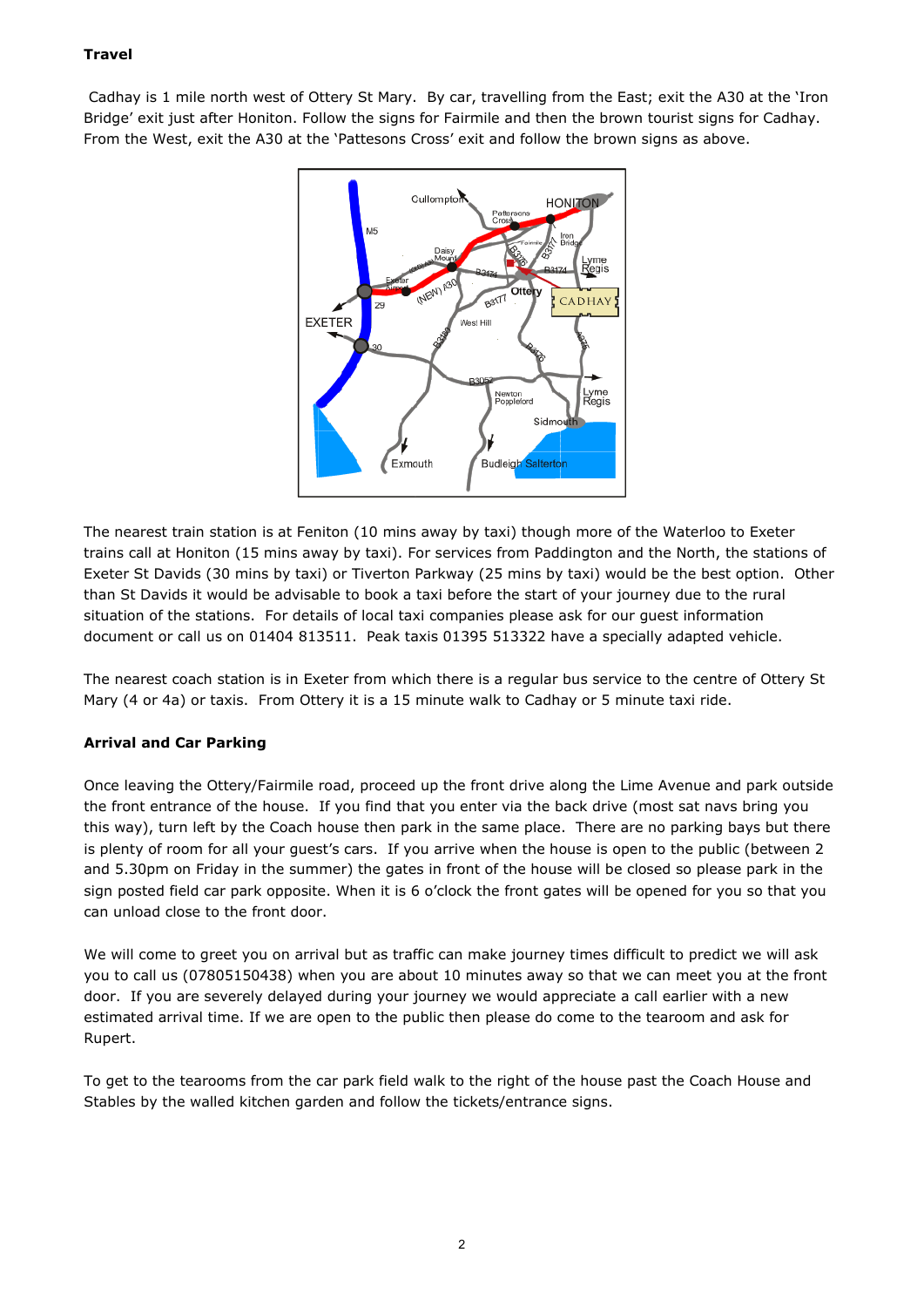**Travel**

Cadhay is 1 mile north west of Ottery St Mary. By car, travelling from the East; exit the A30 at the 'Iron Bridge' exit just after Honiton. Follow the signs for Fairmile and then the brown tourist signs for Cadhay. From the West, exit the A30 at the 'Pattesons Cross' exit and follow the brown signs as above.

The nearest train station is at Feniton (10 mins away by taxi) though more of the Waterloo to Exeter trains call at Honiton (15 mins away by taxi). For services from Paddington and the North, the stations of Exeter St Davids (30 mins by taxi) or Tiverton Parkway (25 mins by taxi) would be the best option. Other than St Davids it would be advisable to book a taxi before the start of your journey due to the rural situation of the stations. For details of local taxi companies please ask for our guest information document or call us on 01404 813511. Peak taxis 01395 513322 have a specially adapted vehicle.

The nearest coach station is in Exeter from which there is a regular bus service to the centre of Ottery St Mary (4 or 4a) or taxis. From Ottery it is a 15 minute walk to Cadhay or 5 minute taxi ride.

**Arrival and Car Parking**

Once leaving the Ottery/Fairmile road, proceed up the front drive along the Lime Avenue and park outside the front entrance of the house. If you find that you enter via the back drive (most sat navs bring you this way), turn left by the Coach house then park in the same place. There are no parking bays but there is plenty of room for all your guest's cars. If you arrive when the house is open to the public (between 2 and 5.30pm on Friday in the summer) the gates in front of the house will be closed so please park in the sign posted field car park opposite. When it is 6 o'clock the front gates will be opened for you so that you can unload close to the front door.

We will come to greet you on arrival but as traffic can make journey times difficult to predict we will ask you to call us (07805150438) when you are about 10 minutes away so that we can meet you at the front door. If you are severely delayed during your journey we would appreciate a call earlier with a new estimated arrival time. If we are open to the public then please do come to the tearoom and ask for Rupert.

To get to the tearooms from the car park field walk to the right of the house past the Coach House and Stables by the walled kitchen garden and follow the tickets/entrance signs.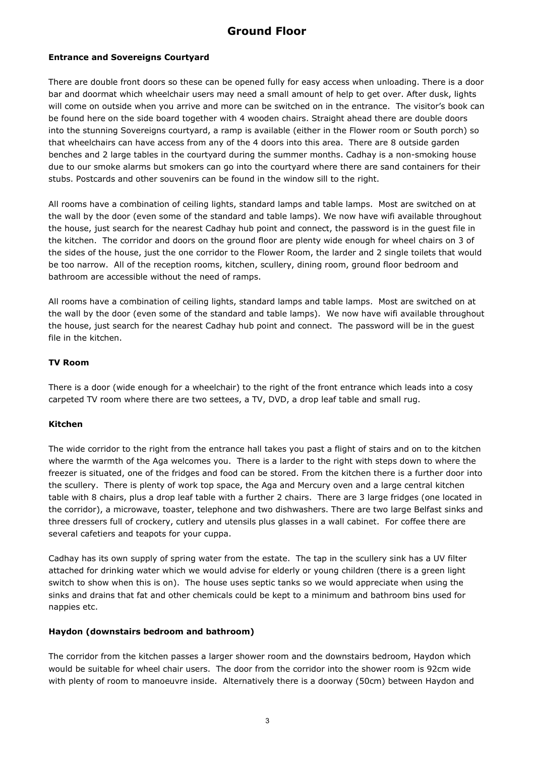# Ground Floor

**Entrance and Sovereigns Courtyard**

There are double front doors so these can be opened fully for easy access when unloading. There is a door bar and doormat which wheelchair users may need a small amount of help to get over. After dusk, lights will come on outside when you arrive and more can be switched on in the entrance. The visitor's book can be found here on the side board together with 4 wooden chairs. Straight ahead there are double doors into the stunning Sovereigns courtyard, a ramp is available (either in the Flower room or South porch) so that wheelchairs can have access from any of the 4 doors into this area. There are 8 outside garden benches and 2 large tables in the courtyard during the summer months. Cadhay is a non-smoking house due to our smoke alarms but smokers can go into the courtyard where there are sand containers for their stubs. Postcards and other souvenirs can be found in the window sill to the right.

All rooms have a combination of ceiling lights, standard lamps and table lamps. Most are switched on at the wall by the door (even some of the standard and table lamps). We now have wifi available throughout the house, just search for the nearest Cadhay hub point and connect, the password is in the guest file in the kitchen. The corridor and doors on the ground floor are plenty wide enough for wheel chairs on 3 of the sides of the house, just the one corridor to the Flower Room, the larder and 2 single toilets that would be too narrow. All of the reception rooms, kitchen, scullery, dining room, ground floor bedroom and bathroom are accessible without the need of ramps.

All rooms have a combination of ceiling lights, standard lamps and table lamps. Most are switched on at the wall by the door (even some of the standard and table lamps). We now have wifi available throughout the house, just search for the nearest Cadhay hub point and connect. The password will be in the guest file in the kitchen.

**TV Room**

There is a door (wide enough for a wheelchair) to the right of the front entrance which leads into a cosy carpeted TV room where there are two settees, a TV, DVD, a drop leaf table and small rug.

**Kitchen**

The wide corridor to the right from the entrance hall takes you past a flight of stairs and on to the kitchen where the warmth of the Aga welcomes you. There is a larder to the right with steps down to where the freezer is situated, one of the fridges and food can be stored. From the kitchen there is a further door into the scullery. There is plenty of work top space, the Aga and Mercury oven and a large central kitchen table with 8 chairs, plus a drop leaf table with a further 2 chairs. There are 3 large fridges (one located in the corridor), a microwave, toaster, telephone and two dishwashers. There are two large Belfast sinks and three dressers full of crockery, cutlery and utensils plus glasses in a wall cabinet. For coffee there are several cafetiers and teapots for your cuppa.

Cadhay has its own supply of spring water from the estate. The tap in the scullery sink has a UV filter attached for drinking water which we would advise for elderly or young children (there is a green light switch to show when this is on). The house uses septic tanks so we would appreciate when using the sinks and drains that fat and other chemicals could be kept to a minimum and bathroom bins used for nappies etc.

**Haydon (downstairs bedroom and bathroom)**

The corridor from the kitchen passes a larger shower room and the downstairs bedroom, Haydon which would be suitable for wheel chair users. The door from the corridor into the shower room is 92cm wide with plenty of room to manoeuvre inside. Alternatively there is a doorway (50cm) between Haydon and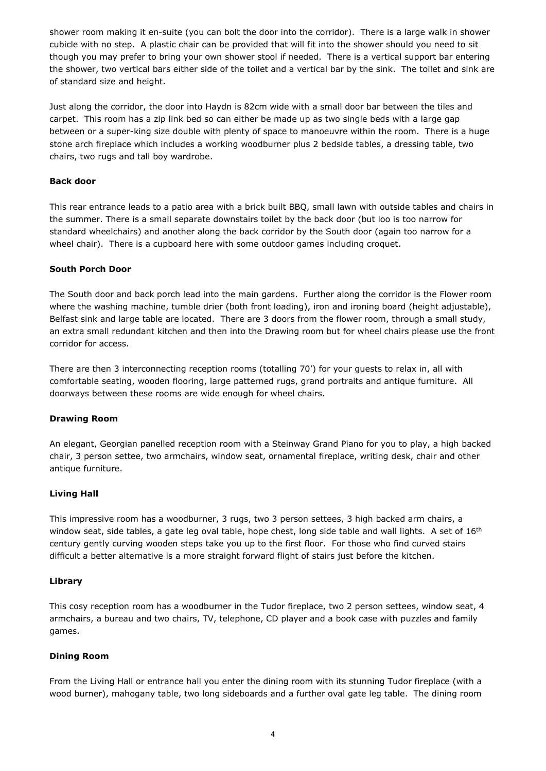shower room making it en-suite (you can bolt the door into the corridor). There is a large walk in shower cubicle with no step. A plastic chair can be provided that will fit into the shower should you need to sit though you may prefer to bring your own shower stool if needed. There is a vertical support bar entering the shower, two vertical bars either side of the toilet and a vertical bar by the sink. The toilet and sink are of standard size and height.

Just along the corridor, the door into Haydn is 82cm wide with a small door bar between the tiles and carpet. This room has a zip link bed so can either be made up as two single beds with a large gap between or a super-king size double with plenty of space to manoeuvre within the room. There is a huge stone arch fireplace which includes a working woodburner plus 2 bedside tables, a dressing table, two chairs, two rugs and tall boy wardrobe.

**Back door**

This rear entrance leads to a patio area with a brick built BBQ, small lawn with outside tables and chairs in the summer. There is a small separate downstairs toilet by the back door (but loo is too narrow for standard wheelchairs) and another along the back corridor by the South door (again too narrow for a wheel chair). There is a cupboard here with some outdoor games including croquet.

**South Porch Door**

The South door and back porch lead into the main gardens. Further along the corridor is the Flower room where the washing machine, tumble drier (both front loading), iron and ironing board (height adjustable), Belfast sink and large table are located. There are 3 doors from the flower room, through a small study, an extra small redundant kitchen and then into the Drawing room but for wheel chairs please use the front corridor for access.

There are then 3 interconnecting reception rooms (totalling 70') for your guests to relax in, all with comfortable seating, wooden flooring, large patterned rugs, grand portraits and antique furniture. All doorways between these rooms are wide enough for wheel chairs.

**Drawing Room**

An elegant, Georgian panelled reception room with a Steinway Grand Piano for you to play, a high backed chair, 3 person settee, two armchairs, window seat, ornamental fireplace, writing desk, chair and other antique furniture.

**Living Hall**

This impressive room has a woodburner, 3 rugs, two 3 person settees, 3 high backed arm chairs, a window seat, side tables, a gate leg oval table, hope chest, long side table and wall lights. A set of 16th century gently curving wooden steps take you up to the first floor. For those who find curved stairs difficult a better alternative is a more straight forward flight of stairs just before the kitchen.

**Library**

This cosy reception room has a woodburner in the Tudor fireplace, two 2 person settees, window seat, 4 armchairs, a bureau and two chairs, TV, telephone, CD player and a book case with puzzles and family games.

**Dining Room**

From the Living Hall or entrance hall you enter the dining room with its stunning Tudor fireplace (with a wood burner), mahogany table, two long sideboards and a further oval gate leg table. The dining room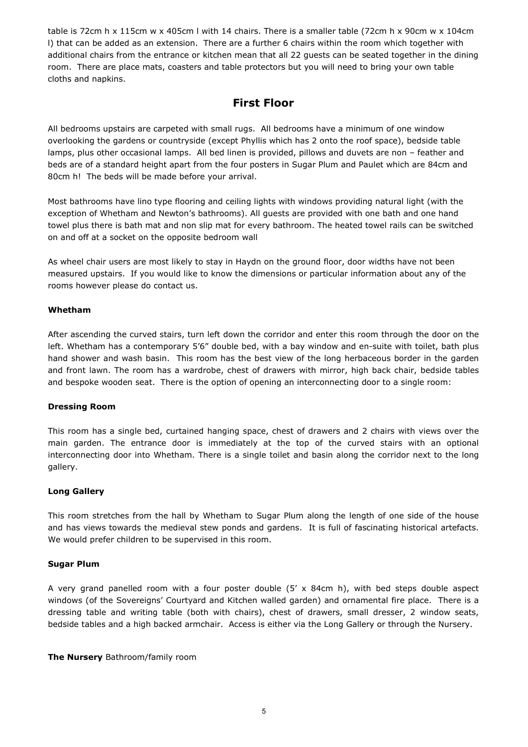table is 72cm h x 115cm w x 405cm l with 14 chairs. There is a smaller table (72cm h x 90cm w x 104cm l) that can be added as an extension. There are a further 6 chairs within the room which together with additional chairs from the entrance or kitchen mean that all 22 guests can be seated together in the dining room. There are place mats, coasters and table protectors but you will need to bring your own table cloths and napkins.

## First Floor

All bedrooms upstairs are carpeted with small rugs. All bedrooms have a minimum of one window overlooking the gardens or countryside (except Phyllis which has 2 onto the roof space), bedside table lamps, plus other occasional lamps. All bed linen is provided, pillows and duvets are non – feather and beds are of a standard height apart from the four posters in Sugar Plum and Paulet which are 84cm and 80cm h! The beds will be made before your arrival.

Most bathrooms have lino type flooring and ceiling lights with windows providing natural light (with the exception of Whetham and Newton's bathrooms). All guests are provided with one bath and one hand towel plus there is bath mat and non slip mat for every bathroom. The heated towel rails can be switched on and off at a socket on the opposite bedroom wall

As wheel chair users are most likely to stay in Haydn on the ground floor, door widths have not been measured upstairs. If you would like to know the dimensions or particular information about any of the rooms however please do contact us.

**Whetham**

After ascending the curved stairs, turn left down the corridor and enter this room through the door on the left. Whetham has a contemporary 5'6" double bed, with a bay window and en-suite with toilet, bath plus hand shower and wash basin. This room has the best view of the long herbaceous border in the garden and front lawn. The room has a wardrobe, chest of drawers with mirror, high back chair, bedside tables and bespoke wooden seat. There is the option of opening an interconnecting door to a single room:

**Dressing Room**

This room has a single bed, curtained hanging space, chest of drawers and 2 chairs with views over the main garden. The entrance door is immediately at the top of the curved stairs with an optional interconnecting door into Whetham. There is a single toilet and basin along the corridor next to the long gallery.

**Long Gallery**

This room stretches from the hall by Whetham to Sugar Plum along the length of one side of the house and has views towards the medieval stew ponds and gardens. It is full of fascinating historical artefacts. We would prefer children to be supervised in this room.

**Sugar Plum**

A very grand panelled room with a four poster double (5' x 84cm h), with bed steps double aspect windows (of the Sovereigns' Courtyard and Kitchen walled garden) and ornamental fire place. There is a dressing table and writing table (both with chairs), chest of drawers, small dresser, 2 window seats, bedside tables and a high backed armchair. Access is either via the Long Gallery or through the Nursery.

**The Nursery** Bathroom/family room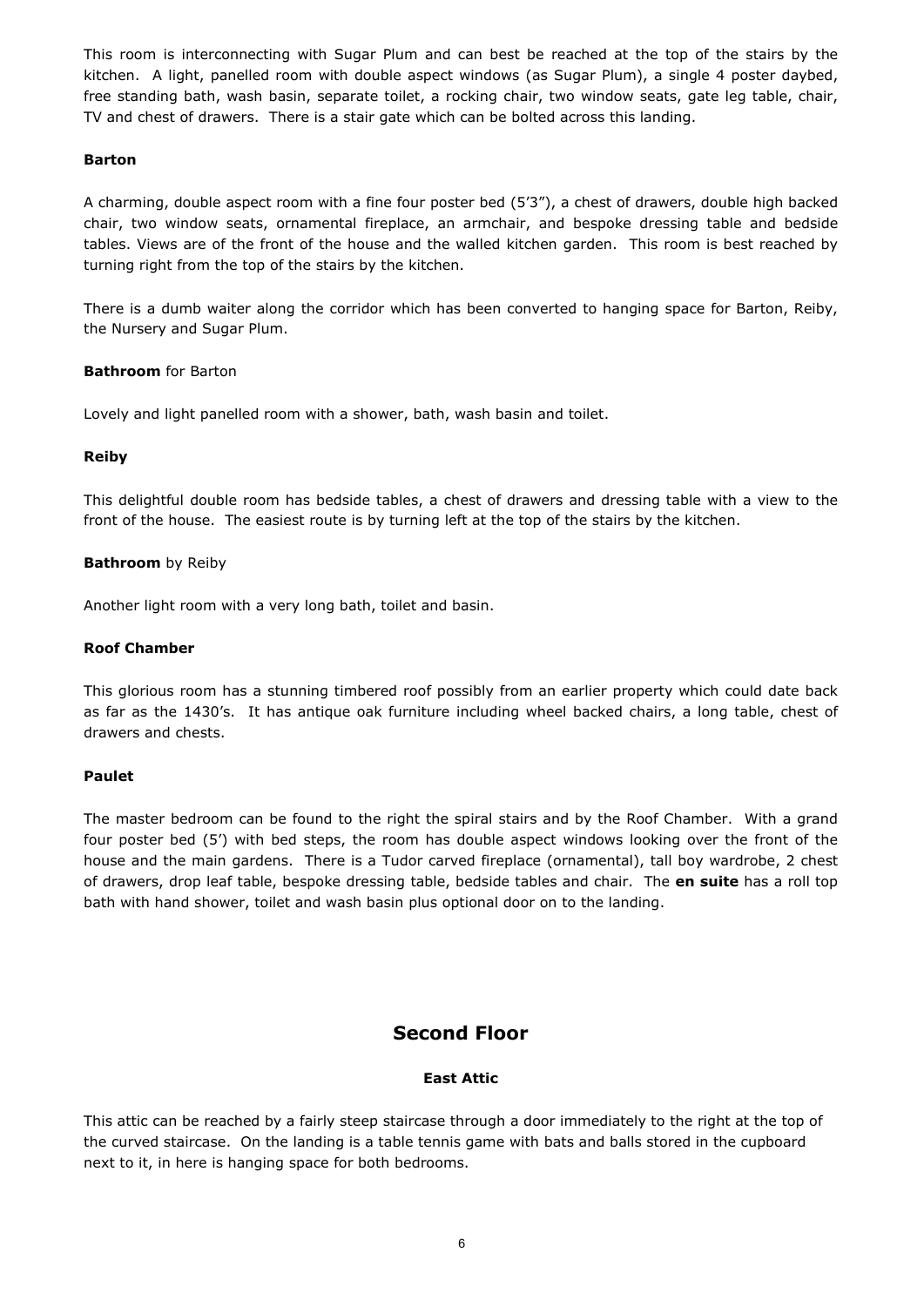This room is interconnecting with Sugar Plum and can best be reached at the top of the stairs by the kitchen. A light, panelled room with double aspect windows (as Sugar Plum), a single 4 poster daybed, free standing bath, wash basin, separate toilet, a rocking chair, two window seats, gate leg table, chair, TV and chest of drawers. There is a stair gate which can be bolted across this landing.

**Barton**

A charming, double aspect room with a fine four poster bed (5'3"), a chest of drawers, double high backed chair, two window seats, ornamental fireplace, an armchair, and bespoke dressing table and bedside tables. Views are of the front of the house and the walled kitchen garden. This room is best reached by turning right from the top of the stairs by the kitchen.

There is a dumb waiter along the corridor which has been converted to hanging space for Barton, Reiby, the Nursery and Sugar Plum.

**Bathroom** for Barton

Lovely and light panelled room with a shower, bath, wash basin and toilet.

**Reiby**

This delightful double room has bedside tables, a chest of drawers and dressing table with a view to the front of the house. The easiest route is by turning left at the top of the stairs by the kitchen.

**Bathroom** by Reiby

Another light room with a very long bath, toilet and basin.

**Roof Chamber**

This glorious room has a stunning timbered roof possibly from an earlier property which could date back as far as the 1430's. It has antique oak furniture including wheel backed chairs, a long table, chest of drawers and chests.

**Paulet**

The master bedroom can be found to the right the spiral stairs and by the Roof Chamber. With a grand four poster bed (5') with bed steps, the room has double aspect windows looking over the front of the house and the main gardens. There is a Tudor carved fireplace (ornamental), tall boy wardrobe, 2 chest of drawers, drop leaf table, bespoke dressing table, bedside tables and chair. The **en suite** has a roll top bath with hand shower, toilet and wash basin plus optional door on to the landing.

## Second Floor

**East Attic**

This attic can be reached by a fairly steep staircase through a door immediately to the right at the top of the curved staircase. On the landing is a table tennis game with bats and balls stored in the cupboard next to it, in here is hanging space for both bedrooms.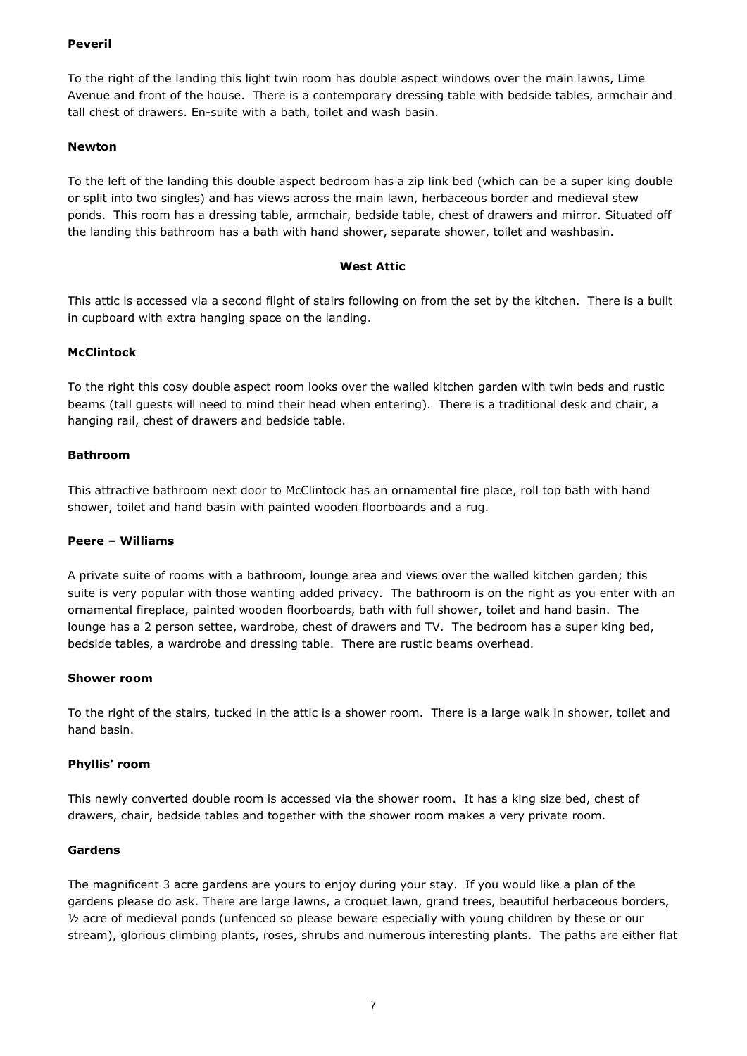**Peveril**

To the right of the landing this light twin room has double aspect windows over the main lawns, Lime Avenue and front of the house. There is a contemporary dressing table with bedside tables, armchair and tall chest of drawers. En-suite with a bath, toilet and wash basin.

**Newton**

To the left of the landing this double aspect bedroom has a zip link bed (which can be a super king double or split into two singles) and has views across the main lawn, herbaceous border and medieval stew ponds. This room has a dressing table, armchair, bedside table, chest of drawers and mirror. Situated off the landing this bathroom has a bath with hand shower, separate shower, toilet and washbasin.

## West Attic

This attic is accessed via a second flight of stairs following on from the set by the kitchen. There is a built in cupboard with extra hanging space on the landing.

**McClintock**

To the right this cosy double aspect room looks over the walled kitchen garden with twin beds and rustic beams (tall guests will need to mind their head when entering). There is a traditional desk and chair, a hanging rail, chest of drawers and bedside table.

**Bathroom**

This attractive bathroom next door to McClintock has an ornamental fire place, roll top bath with hand shower, toilet and hand basin with painted wooden floorboards and a rug.

**Peere – Williams**

A private suite of rooms with a bathroom, lounge area and views over the walled kitchen garden; this suite is very popular with those wanting added privacy. The bathroom is on the right as you enter with an ornamental fireplace, painted wooden floorboards, bath with full shower, toilet and hand basin. The lounge has a 2 person settee, wardrobe, chest of drawers and TV. The bedroom has a super king bed, bedside tables, a wardrobe and dressing table. There are rustic beams overhead.

**Shower room**

To the right of the stairs, tucked in the attic is a shower room. There is a large walk in shower, toilet and hand basin.

**Phyllis' room**

This newly converted double room is accessed via the shower room. It has a king size bed, chest of drawers, chair, bedside tables and together with the shower room makes a very private room.

**Gardens**

The magnificent 3 acre gardens are yours to enjoy during your stay. If you would like a plan of the gardens please do ask. There are large lawns, a croquet lawn, grand trees, beautiful herbaceous borders, ½ acre of medieval ponds (unfenced so please beware especially with young children by these or our stream), glorious climbing plants, roses, shrubs and numerous interesting plants. The paths are either flat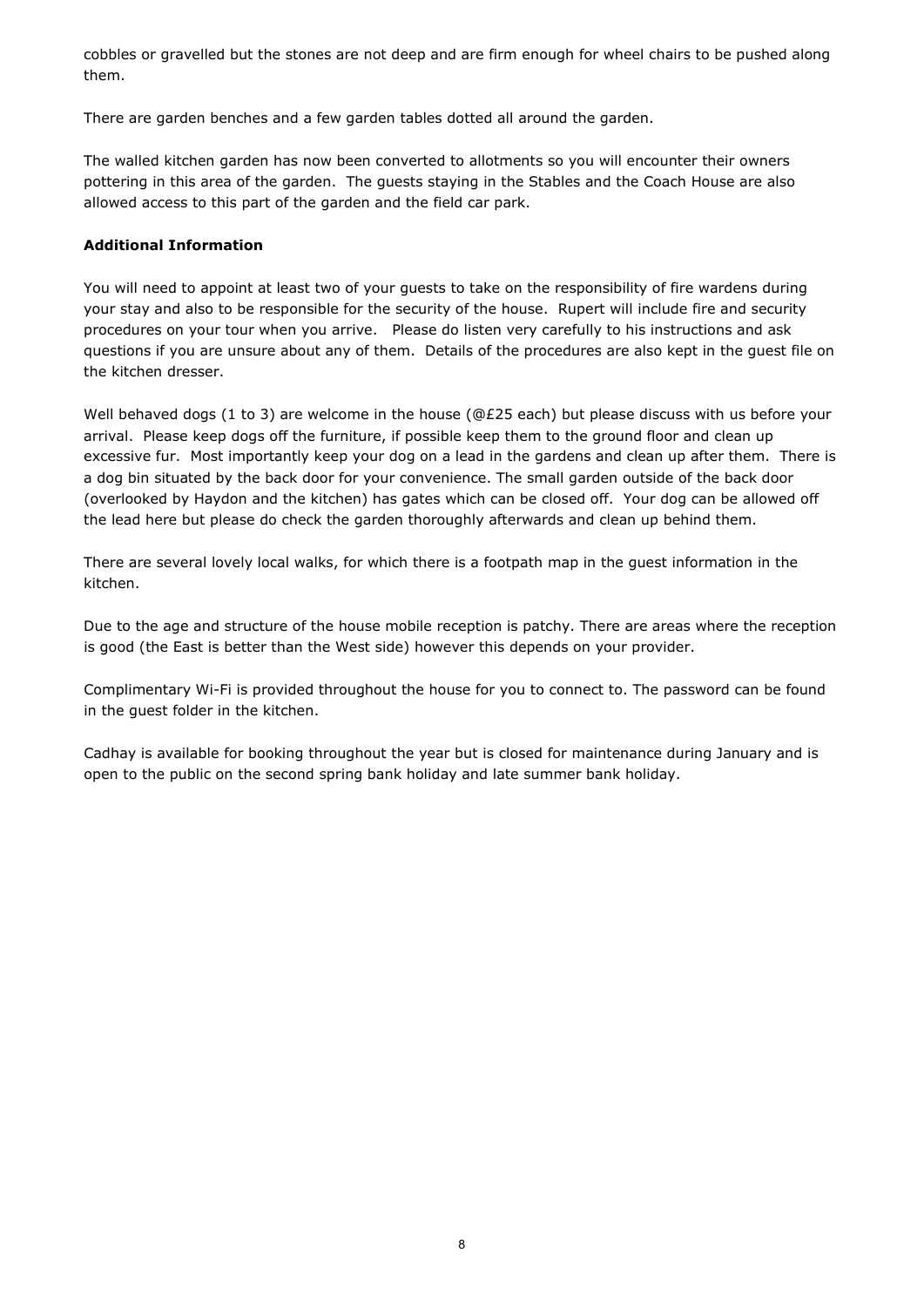cobbles or gravelled but the stones are not deep and are firm enough for wheel chairs to be pushed along them.

There are garden benches and a few garden tables dotted all around the garden.

The walled kitchen garden has now been converted to allotments so you will encounter their owners pottering in this area of the garden. The guests staying in the Stables and the Coach House are also allowed access to this part of the garden and the field car park.

**Additional Information**

You will need to appoint at least two of your guests to take on the responsibility of fire wardens during your stay and also to be responsible for the security of the house. Rupert will include fire and security procedures on your tour when you arrive. Please do listen very carefully to his instructions and ask questions if you are unsure about any of them. Details of the procedures are also kept in the guest file on the kitchen dresser.

Well behaved dogs (1 to 3) are welcome in the house (@£25 each) but please discuss with us before your arrival. Please keep dogs off the furniture, if possible keep them to the ground floor and clean up excessive fur. Most importantly keep your dog on a lead in the gardens and clean up after them. There is a dog bin situated by the back door for your convenience. The small garden outside of the back door (overlooked by Haydon and the kitchen) has gates which can be closed off. Your dog can be allowed off the lead here but please do check the garden thoroughly afterwards and clean up behind them.

There are several lovely local walks, for which there is a footpath map in the guest information in the kitchen.

Due to the age and structure of the house mobile reception is patchy. There are areas where the reception is good (the East is better than the West side) however this depends on your provider.

Complimentary Wi-Fi is provided throughout the house for you to connect to. The password can be found in the guest folder in the kitchen.

Cadhay is available for booking throughout the year but is closed for maintenance during January and is open to the public on the second spring bank holiday and late summer bank holiday.